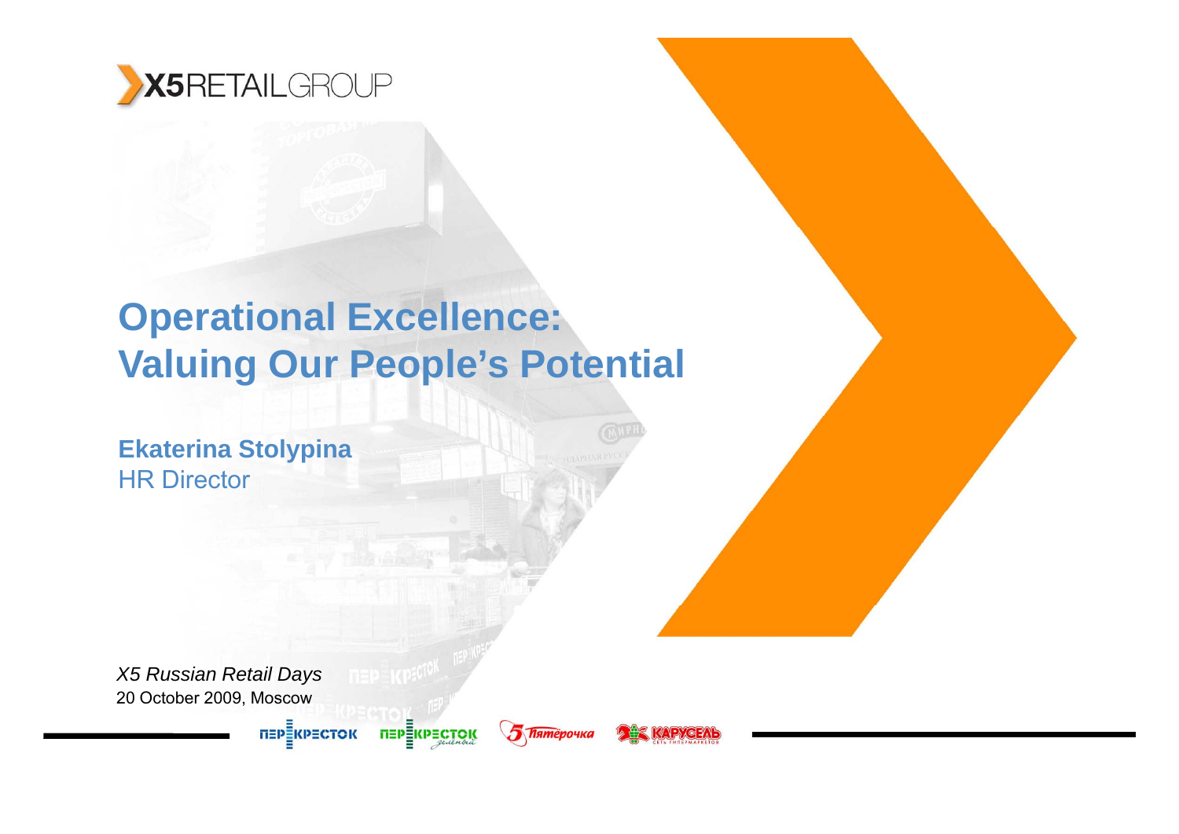X5 RETAIL GROUP

# Operational Excellence: Valuing Our People's Potential

**Ekaterina Stolypina**
HR Director

*X5 Russian Retail Days*
20 October 2009, Moscow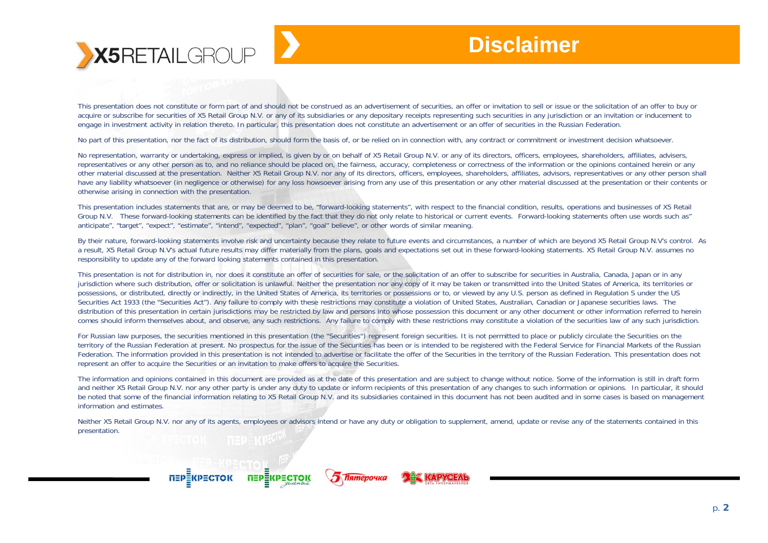# Disclaimer

This presentation does not constitute or form part of and should not be construed as an advertisement of securities, an offer or invitation to sell or issue or the solicitation of an offer to buy or acquire or subscribe for securities of X5 Retail Group N.V. or any of its subsidiaries or any depositary receipts representing such securities in any jurisdiction or an invitation or inducement to engage in investment activity in relation thereto. In particular, this presentation does not constitute an advertisement or an offer of securities in the Russian Federation.

No part of this presentation, nor the fact of its distribution, should form the basis of, or be relied on in connection with, any contract or commitment or investment decision whatsoever.

No representation, warranty or undertaking, express or implied, is given by or on behalf of X5 Retail Group N.V. or any of its directors, officers, employees, shareholders, affiliates, advisers, representatives or any other person as to, and no reliance should be placed on, the fairness, accuracy, completeness or correctness of the information or the opinions contained herein or any other material discussed at the presentation. Neither X5 Retail Group N.V. nor any of its directors, officers, employees, shareholders, affiliates, advisors, representatives or any other person shall have any liability whatsoever (in negligence or otherwise) for any loss howsoever arising from any use of this presentation or any other material discussed at the presentation or their contents or otherwise arising in connection with the presentation.

This presentation includes statements that are, or may be deemed to be, "forward-looking statements", with respect to the financial condition, results, operations and businesses of X5 Retail Group N.V. These forward-looking statements can be identified by the fact that they do not only relate to historical or current events. Forward-looking statements often use words such as" anticipate", "target", "expect", "estimate", "intend", "expected", "plan", "goal" believe", or other words of similar meaning.

By their nature, forward-looking statements involve risk and uncertainty because they relate to future events and circumstances, a number of which are beyond X5 Retail Group N.V's control. As a result, X5 Retail Group N.V's actual future results may differ materially from the plans, goals and expectations set out in these forward-looking statements. X5 Retail Group N.V. assumes no responsibility to update any of the forward looking statements contained in this presentation.

This presentation is not for distribution in, nor does it constitute an offer of securities for sale, or the solicitation of an offer to subscribe for securities in Australia, Canada, Japan or in any jurisdiction where such distribution, offer or solicitation is unlawful. Neither the presentation nor any copy of it may be taken or transmitted into the United States of America, its territories or possessions, or distributed, directly or indirectly, in the United States of America, its territories or possessions or to, or viewed by any U.S. person as defined in Regulation S under the US Securities Act 1933 (the "Securities Act"). Any failure to comply with these restrictions may constitute a violation of United States, Australian, Canadian or Japanese securities laws. The distribution of this presentation in certain jurisdictions may be restricted by law and persons into whose possession this document or any other document or other information referred to herein comes should inform themselves about, and observe, any such restrictions. Any failure to comply with these restrictions may constitute a violation of the securities law of any such jurisdiction.

For Russian law purposes, the securities mentioned in this presentation (the "Securities") represent foreign securities. It is not permitted to place or publicly circulate the Securities on the territory of the Russian Federation at present. No prospectus for the issue of the Securities has been or is intended to be registered with the Federal Service for Financial Markets of the Russian Federation. The information provided in this presentation is not intended to advertise or facilitate the offer of the Securities in the territory of the Russian Federation. This presentation does not represent an offer to acquire the Securities or an invitation to make offers to acquire the Securities.

The information and opinions contained in this document are provided as at the date of this presentation and are subject to change without notice. Some of the information is still in draft form and neither X5 Retail Group N.V. nor any other party is under any duty to update or inform recipients of this presentation of any changes to such information or opinions. In particular, it should be noted that some of the financial information relating to X5 Retail Group N.V. and its subsidiaries contained in this document has not been audited and in some cases is based on management information and estimates.

Neither X5 Retail Group N.V. nor any of its agents, employees or advisors intend or have any duty or obligation to supplement, amend, update or revise any of the statements contained in this presentation.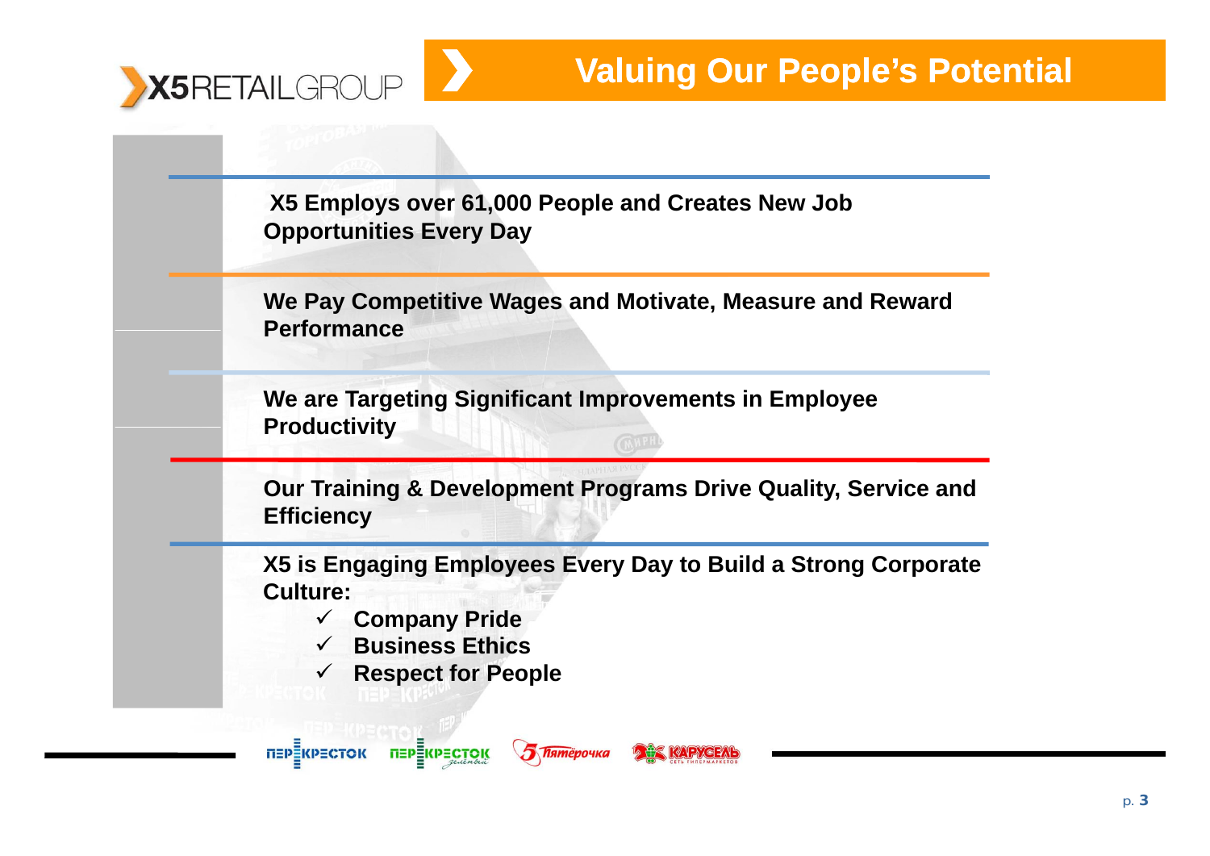# Valuing Our People's Potential

**X5 Employs over 61,000 People and Creates New Job Opportunities Every Day**

**We Pay Competitive Wages and Motivate, Measure and Reward Performance**

**We are Targeting Significant Improvements in Employee Productivity**

**Our Training & Development Programs Drive Quality, Service and Efficiency**

**X5 is Engaging Employees Every Day to Build a Strong Corporate Culture:**

- ✓ **Company Pride**
- ✓ **Business Ethics**
- ✓ **Respect for People**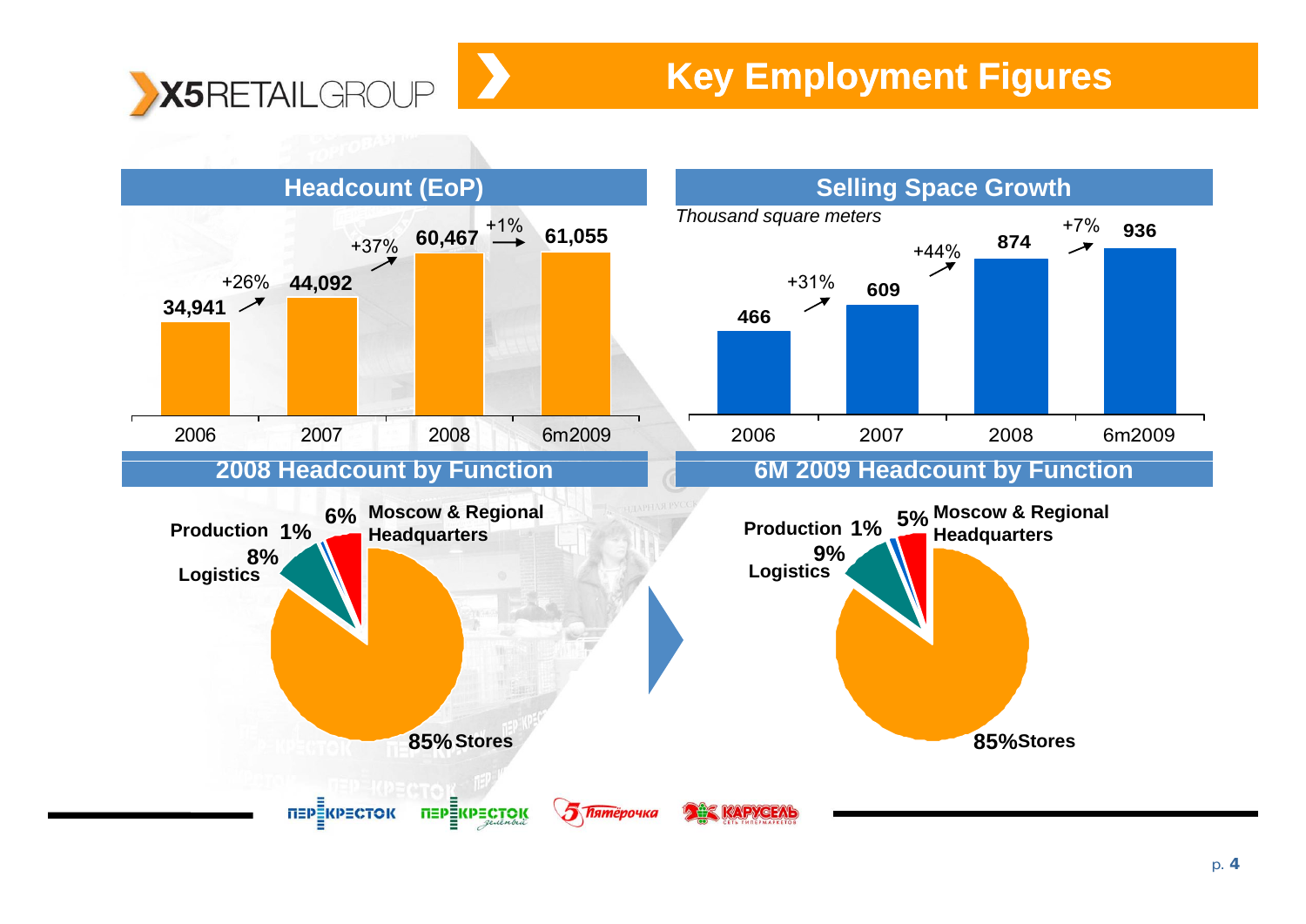# Key Employment Figures

## Headcount (EoP)

| | 2006 | 2007 | 2008 | 6m2009 |
|---|---|---|---|---|
| Headcount | 34,941 | 44,092 | 60,467 | 61,055 |
| Growth | | +26% | +37% | +1% |

## Selling Space Growth

*Thousand square meters*

| | 2006 | 2007 | 2008 | 6m2009 |
|---|---|---|---|---|
| Selling space | 466 | 609 | 874 | 936 |
| Growth | | +31% | +44% | +7% |

## 2008 Headcount by Function

- Stores: 85%
- Logistics: 8%
- Moscow & Regional Headquarters: 6%
- Production: 1%

## 6M 2009 Headcount by Function

- Stores: 85%
- Logistics: 9%
- Moscow & Regional Headquarters: 5%
- Production: 1%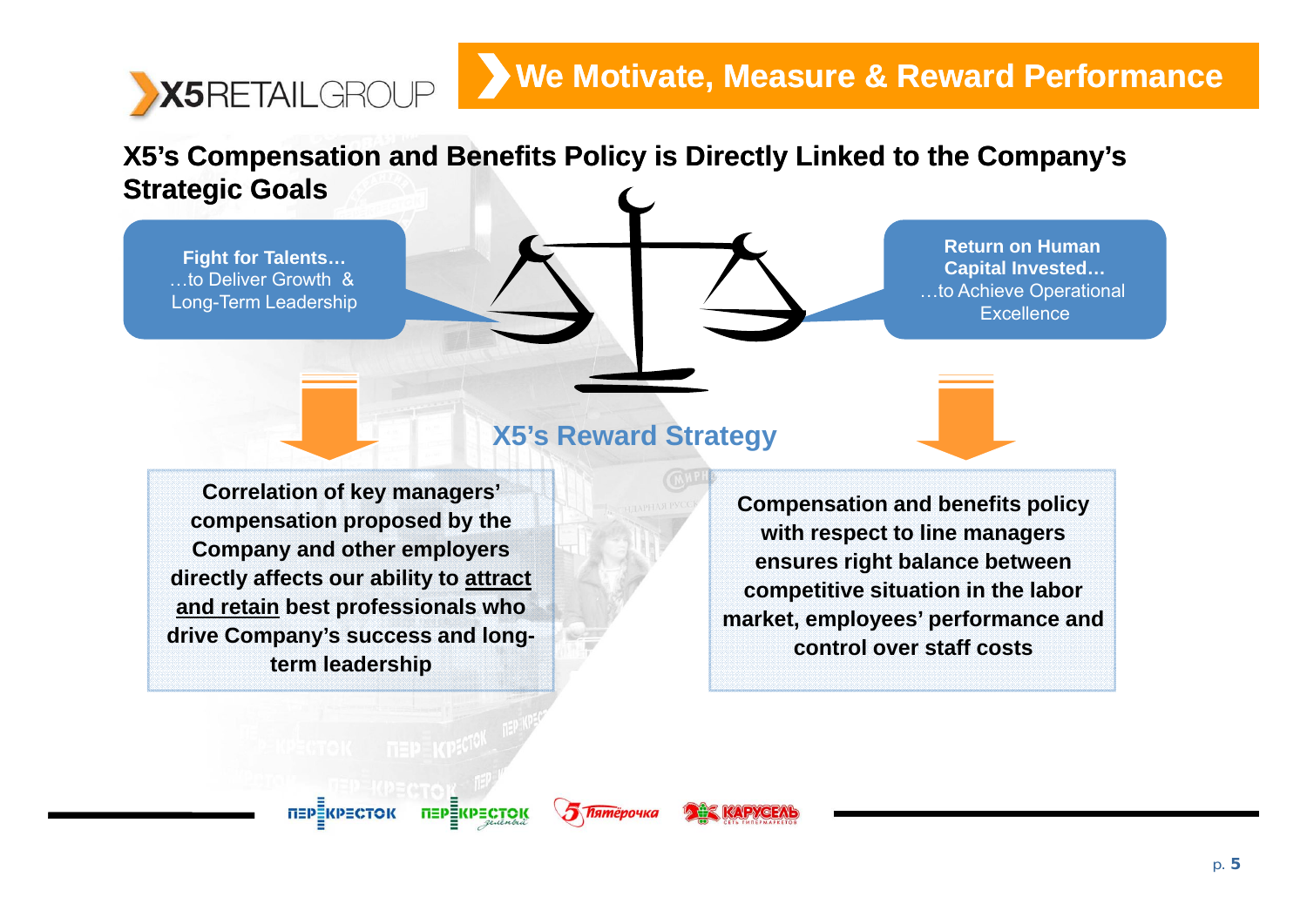# We Motivate, Measure & Reward Performance

## X5's Compensation and Benefits Policy is Directly Linked to the Company's Strategic Goals

**Fight for Talents…**
…to Deliver Growth & Long-Term Leadership

**Return on Human Capital Invested…**
…to Achieve Operational Excellence

### X5's Reward Strategy

**Correlation of key managers' compensation proposed by the Company and other employers directly affects our ability to attract and retain best professionals who drive Company's success and long-term leadership**

**Compensation and benefits policy with respect to line managers ensures right balance between competitive situation in the labor market, employees' performance and control over staff costs**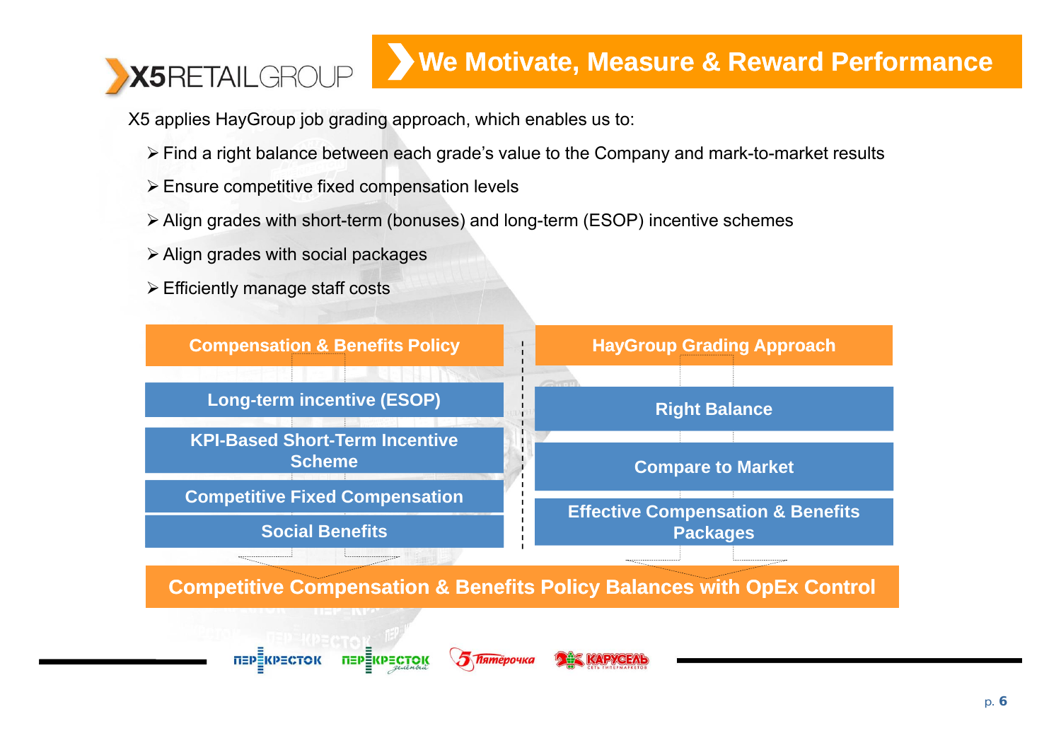# We Motivate, Measure & Reward Performance

X5 applies HayGroup job grading approach, which enables us to:

- Find a right balance between each grade's value to the Company and mark-to-market results
- Ensure competitive fixed compensation levels
- Align grades with short-term (bonuses) and long-term (ESOP) incentive schemes
- Align grades with social packages
- Efficiently manage staff costs

**Compensation & Benefits Policy**

- Long-term incentive (ESOP)
- KPI-Based Short-Term Incentive Scheme
- Competitive Fixed Compensation
- Social Benefits

**HayGroup Grading Approach**

- Right Balance
- Compare to Market
- Effective Compensation & Benefits Packages

**Competitive Compensation & Benefits Policy Balances with OpEx Control**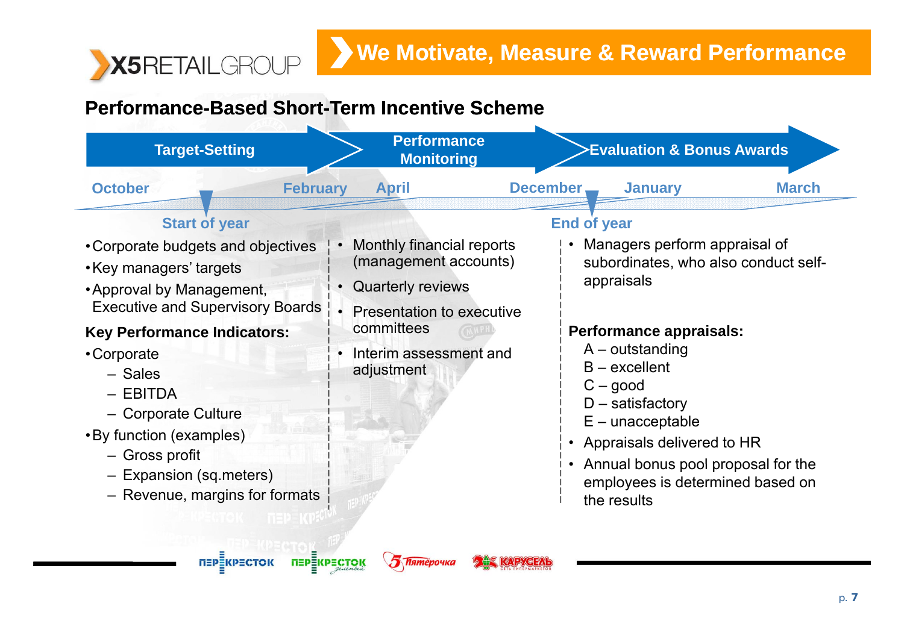# We Motivate, Measure & Reward Performance

## Performance-Based Short-Term Incentive Scheme

**Target-Setting** → **Performance Monitoring** → **Evaluation & Bonus Awards**

October — February — April — December — January — March

### Start of year

- Corporate budgets and objectives
- Key managers' targets
- Approval by Management, Executive and Supervisory Boards

**Key Performance Indicators:**

- Corporate
  - Sales
  - EBITDA
  - Corporate Culture
- By function (examples)
  - Gross profit
  - Expansion (sq.meters)
  - Revenue, margins for formats

### Performance Monitoring

- Monthly financial reports (management accounts)
- Quarterly reviews
- Presentation to executive committees
- Interim assessment and adjustment

### End of year

- Managers perform appraisal of subordinates, who also conduct self-appraisals

**Performance appraisals:**

A – outstanding
B – excellent
C – good
D – satisfactory
E – unacceptable

- Appraisals delivered to HR
- Annual bonus pool proposal for the employees is determined based on the results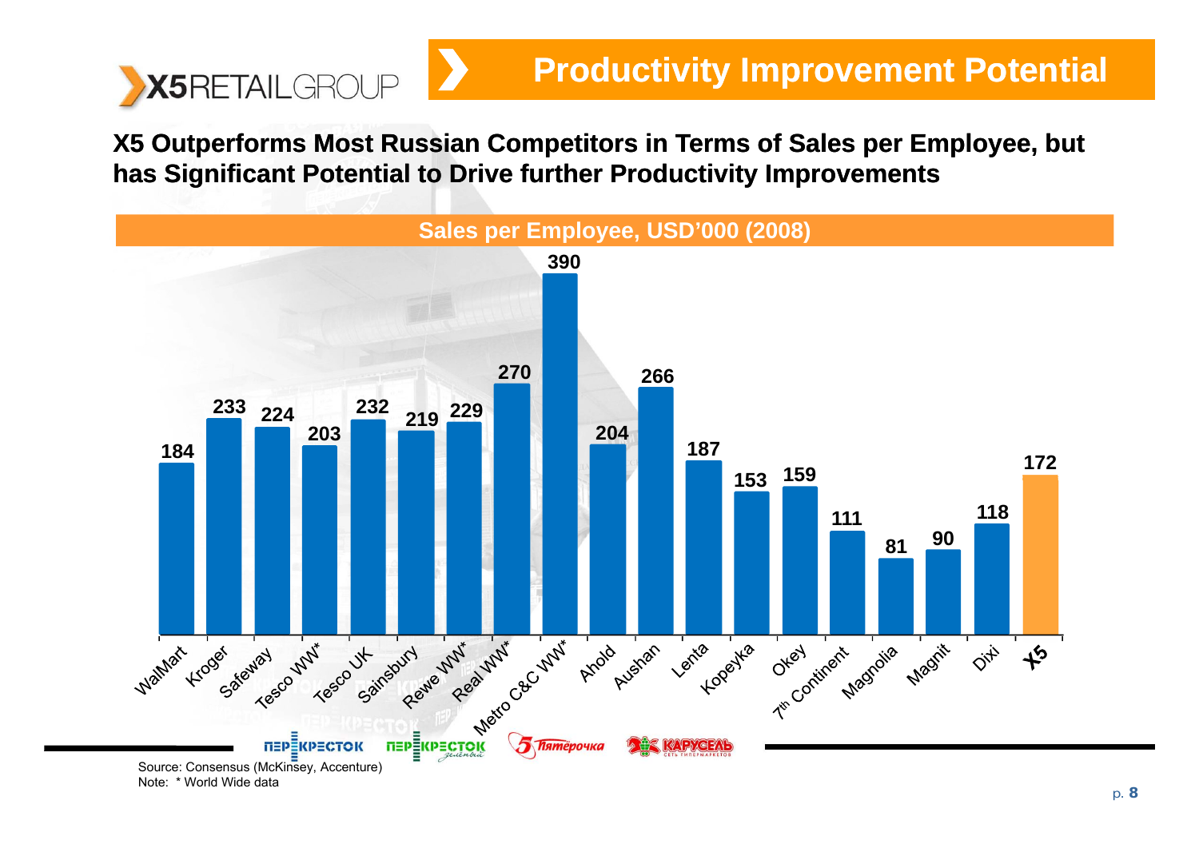# Productivity Improvement Potential

**X5 Outperforms Most Russian Competitors in Terms of Sales per Employee, but has Significant Potential to Drive further Productivity Improvements**

**Sales per Employee, USD'000 (2008)**

| Company | Sales per Employee, USD'000 |
|---|---|
| WalMart | 184 |
| Kroger | 233 |
| Safeway | 224 |
| Tesco WW* | 203 |
| Tesco UK | 232 |
| Sainsbury | 219 |
| Rewe WW* | 229 |
| Real WW* | 270 |
| Metro C&C WW* | 390 |
| Ahold | 204 |
| Aushan | 266 |
| Lenta | 187 |
| Kopeyka | 153 |
| Okey | 159 |
| 7th Continent | 111 |
| Magnolia | 81 |
| Magnit | 90 |
| Dixi | 118 |
| **X5** | **172** |

Source: Consensus (McKinsey, Accenture)
Note: * World Wide data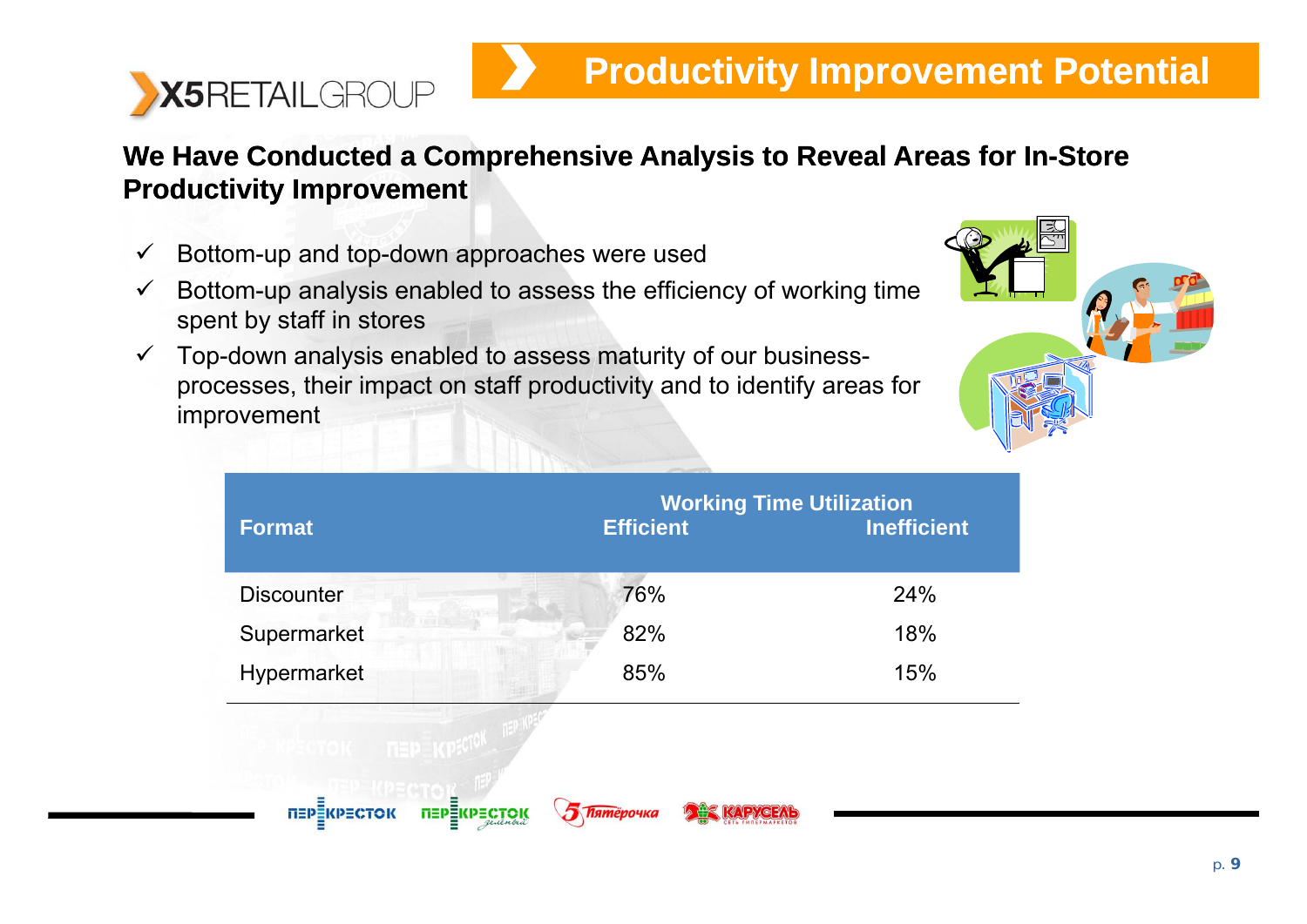# Productivity Improvement Potential

## We Have Conducted a Comprehensive Analysis to Reveal Areas for In-Store Productivity Improvement

- ✓ Bottom-up and top-down approaches were used
- ✓ Bottom-up analysis enabled to assess the efficiency of working time spent by staff in stores
- ✓ Top-down analysis enabled to assess maturity of our business-processes, their impact on staff productivity and to identify areas for improvement

| Format | Working Time Utilization | |
|---|---|---|
| | Efficient | Inefficient |
| Discounter | 76% | 24% |
| Supermarket | 82% | 18% |
| Hypermarket | 85% | 15% |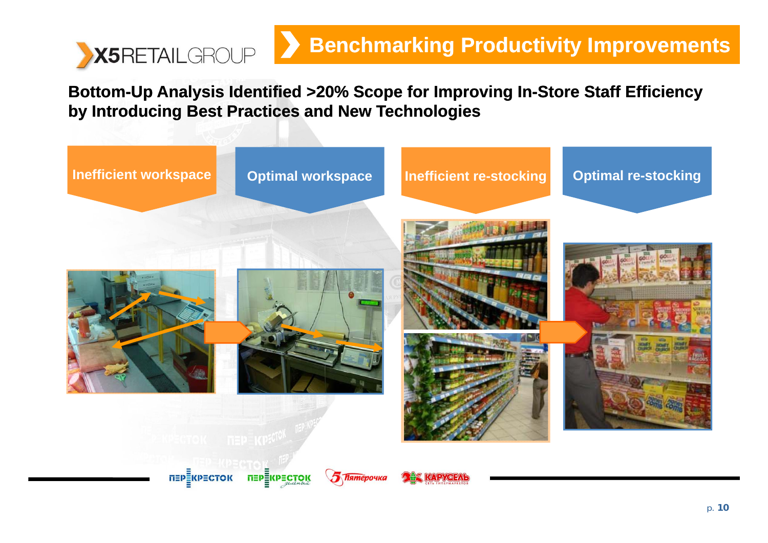# Benchmarking Productivity Improvements

**Bottom-Up Analysis Identified >20% Scope for Improving In-Store Staff Efficiency by Introducing Best Practices and New Technologies**

- Inefficient workspace
- Optimal workspace
- Inefficient re-stocking
- Optimal re-stocking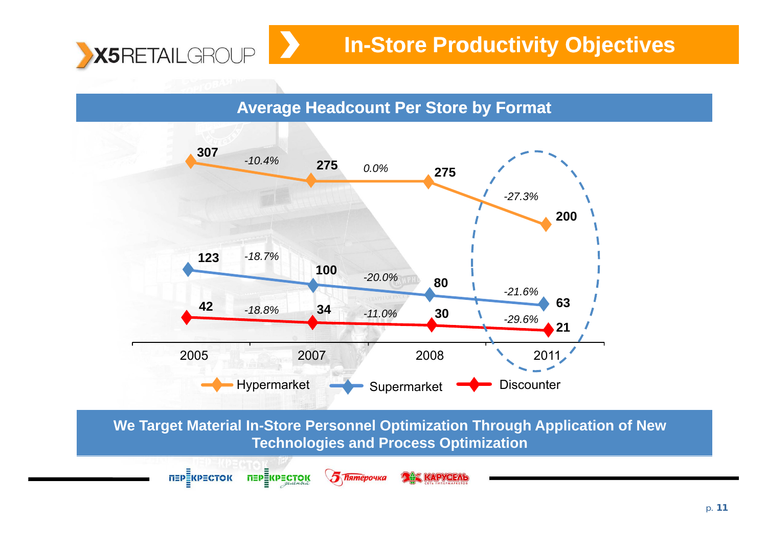# In-Store Productivity Objectives

## Average Headcount Per Store by Format

| Format | 2005 | 2007 | 2008 | 2011 |
| --- | --- | --- | --- | --- |
| Hypermarket | 307 | 275 | 275 | 200 |
| Supermarket | 123 | 100 | 80 | 63 |
| Discounter | 42 | 34 | 30 | 21 |

| Format | 2005–2007 | 2007–2008 | 2008–2011 |
| --- | --- | --- | --- |
| Hypermarket | -10.4% | 0.0% | -27.3% |
| Supermarket | -18.7% | -20.0% | -21.6% |
| Discounter | -18.8% | -11.0% | -29.6% |

**We Target Material In-Store Personnel Optimization Through Application of New Technologies and Process Optimization**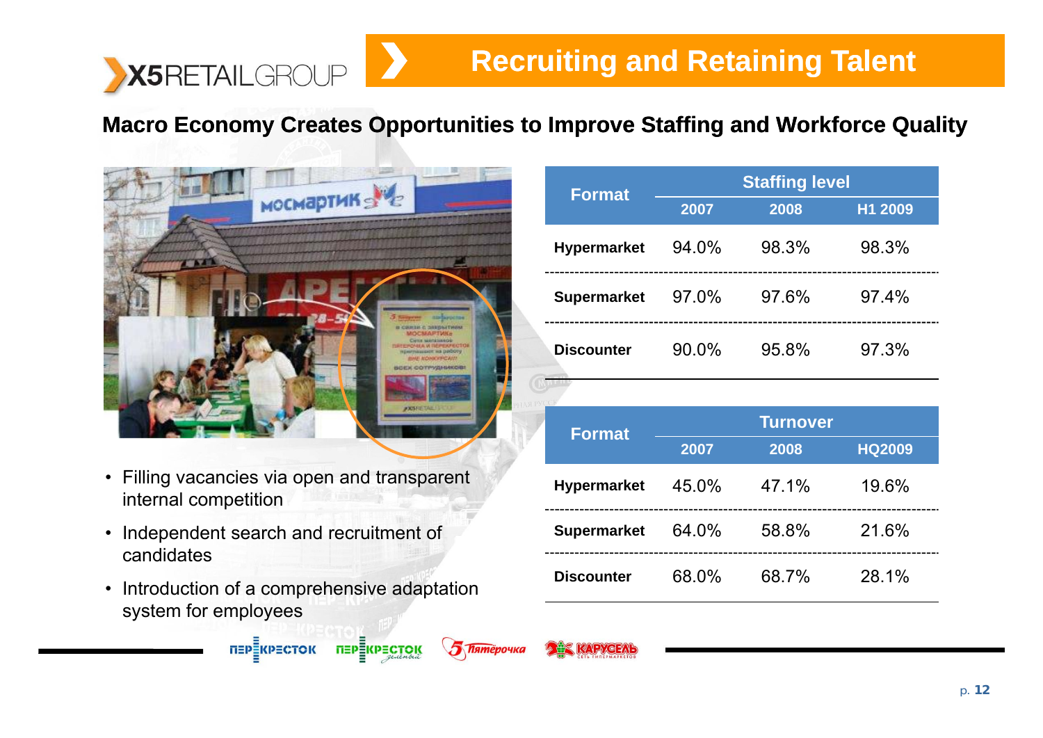# Recruiting and Retaining Talent

## Macro Economy Creates Opportunities to Improve Staffing and Workforce Quality

- Filling vacancies via open and transparent internal competition
- Independent search and recruitment of candidates
- Introduction of a comprehensive adaptation system for employees

| Format | Staffing level | | |
|---|---|---|---|
| | 2007 | 2008 | H1 2009 |
| Hypermarket | 94.0% | 98.3% | 98.3% |
| Supermarket | 97.0% | 97.6% | 97.4% |
| Discounter | 90.0% | 95.8% | 97.3% |

| Format | Turnover | | |
|---|---|---|---|
| | 2007 | 2008 | HQ2009 |
| Hypermarket | 45.0% | 47.1% | 19.6% |
| Supermarket | 64.0% | 58.8% | 21.6% |
| Discounter | 68.0% | 68.7% | 28.1% |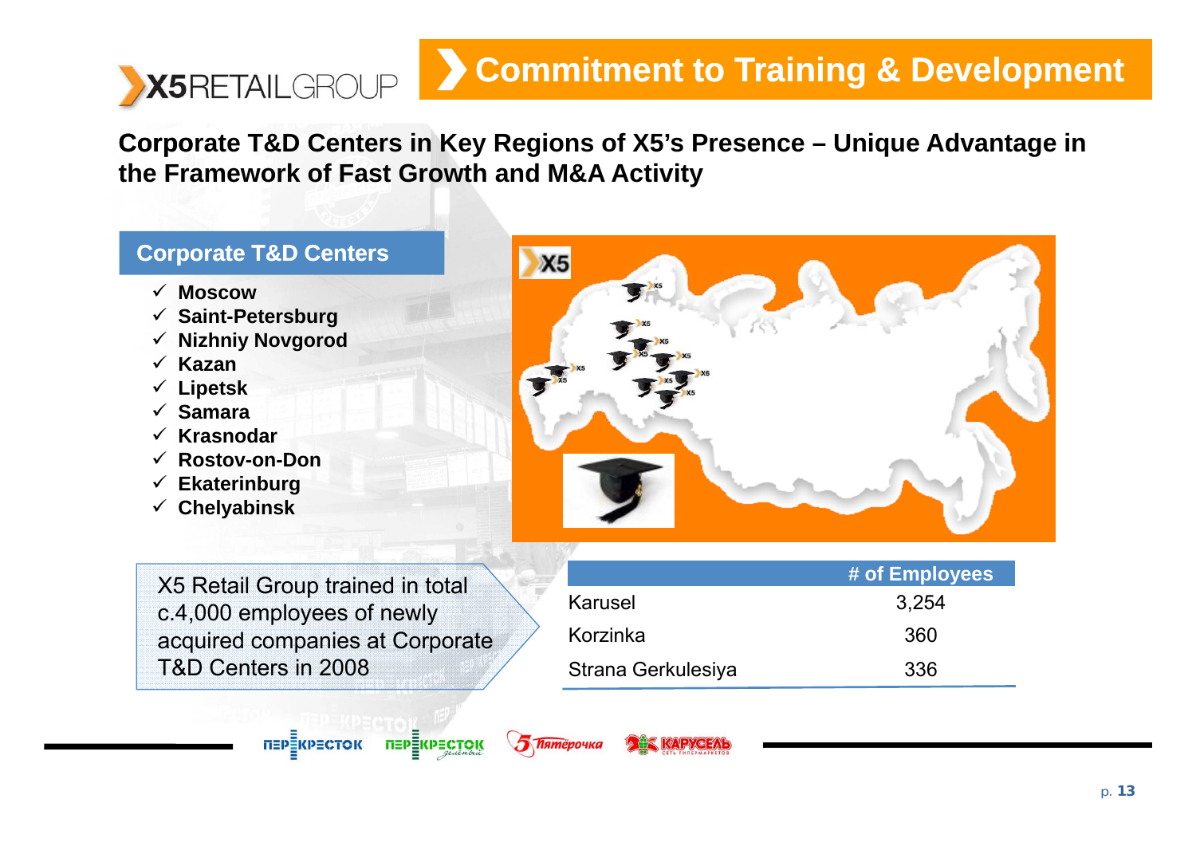# Commitment to Training & Development

## Corporate T&D Centers in Key Regions of X5's Presence – Unique Advantage in the Framework of Fast Growth and M&A Activity

### Corporate T&D Centers

- ✓ **Moscow**
- ✓ **Saint-Petersburg**
- ✓ **Nizhniy Novgorod**
- ✓ **Kazan**
- ✓ **Lipetsk**
- ✓ **Samara**
- ✓ **Krasnodar**
- ✓ **Rostov-on-Don**
- ✓ **Ekaterinburg**
- ✓ **Chelyabinsk**

X5 Retail Group trained in total c.4,000 employees of newly acquired companies at Corporate T&D Centers in 2008

| | # of Employees |
|---|---|
| Karusel | 3,254 |
| Korzinka | 360 |
| Strana Gerkulesiya | 336 |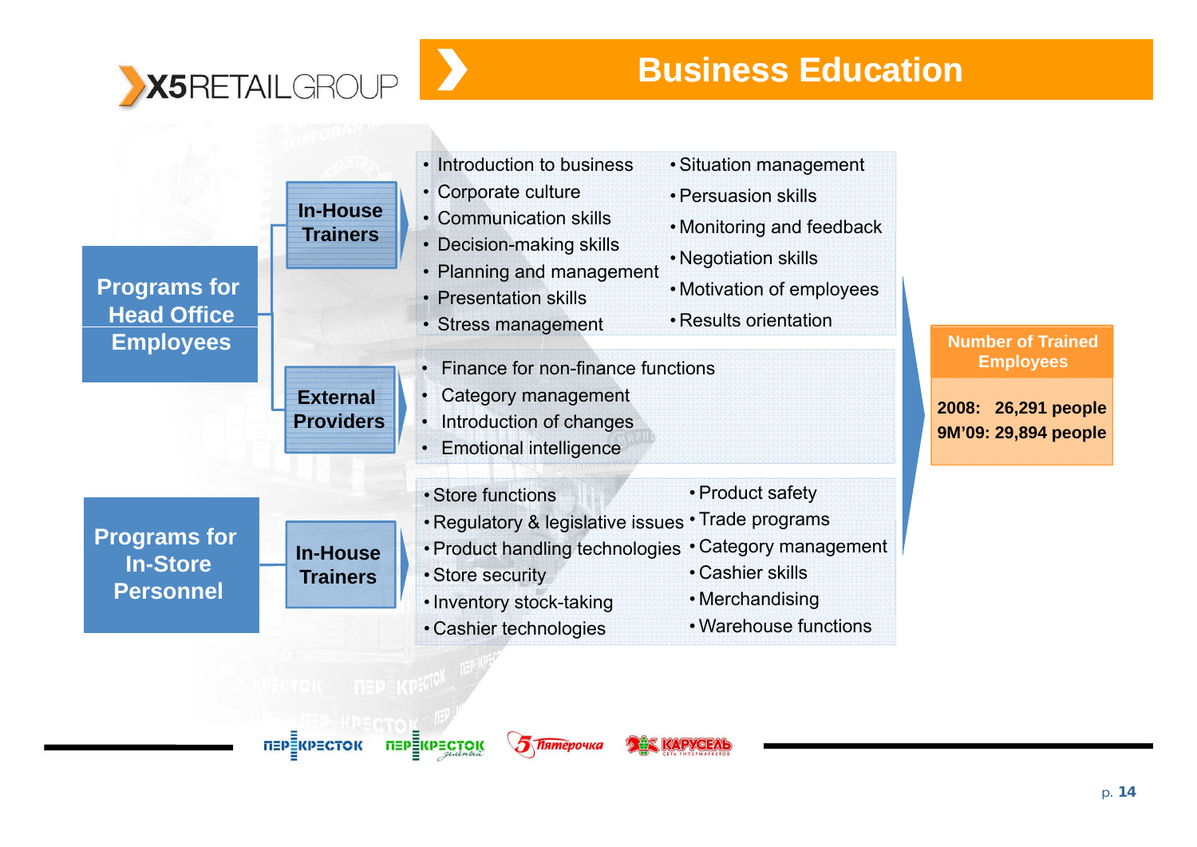# Business Education

## Programs for Head Office Employees

### In-House Trainers

- Introduction to business
- Corporate culture
- Communication skills
- Decision-making skills
- Planning and management
- Presentation skills
- Stress management
- Situation management
- Persuasion skills
- Monitoring and feedback
- Negotiation skills
- Motivation of employees
- Results orientation

### External Providers

- Finance for non-finance functions
- Category management
- Introduction of changes
- Emotional intelligence

## Programs for In-Store Personnel

### In-House Trainers

- Store functions
- Regulatory & legislative issues
- Product handling technologies
- Store security
- Inventory stock-taking
- Cashier technologies
- Product safety
- Trade programs
- Category management
- Cashier skills
- Merchandising
- Warehouse functions

## Number of Trained Employees

2008: 26,291 people
9M'09: 29,894 people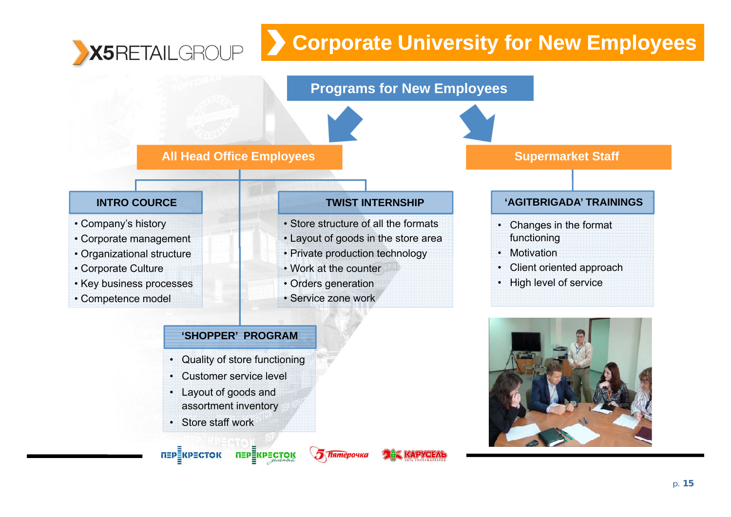# Corporate University for New Employees

## Programs for New Employees

### All Head Office Employees

#### INTRO COURCE

- Company's history
- Corporate management
- Organizational structure
- Corporate Culture
- Key business processes
- Competence model

#### TWIST INTERNSHIP

- Store structure of all the formats
- Layout of goods in the store area
- Private production technology
- Work at the counter
- Orders generation
- Service zone work

#### 'SHOPPER' PROGRAM

- Quality of store functioning
- Customer service level
- Layout of goods and assortment inventory
- Store staff work

### Supermarket Staff

#### 'AGITBRIGADA' TRAININGS

- Changes in the format functioning
- Motivation
- Client oriented approach
- High level of service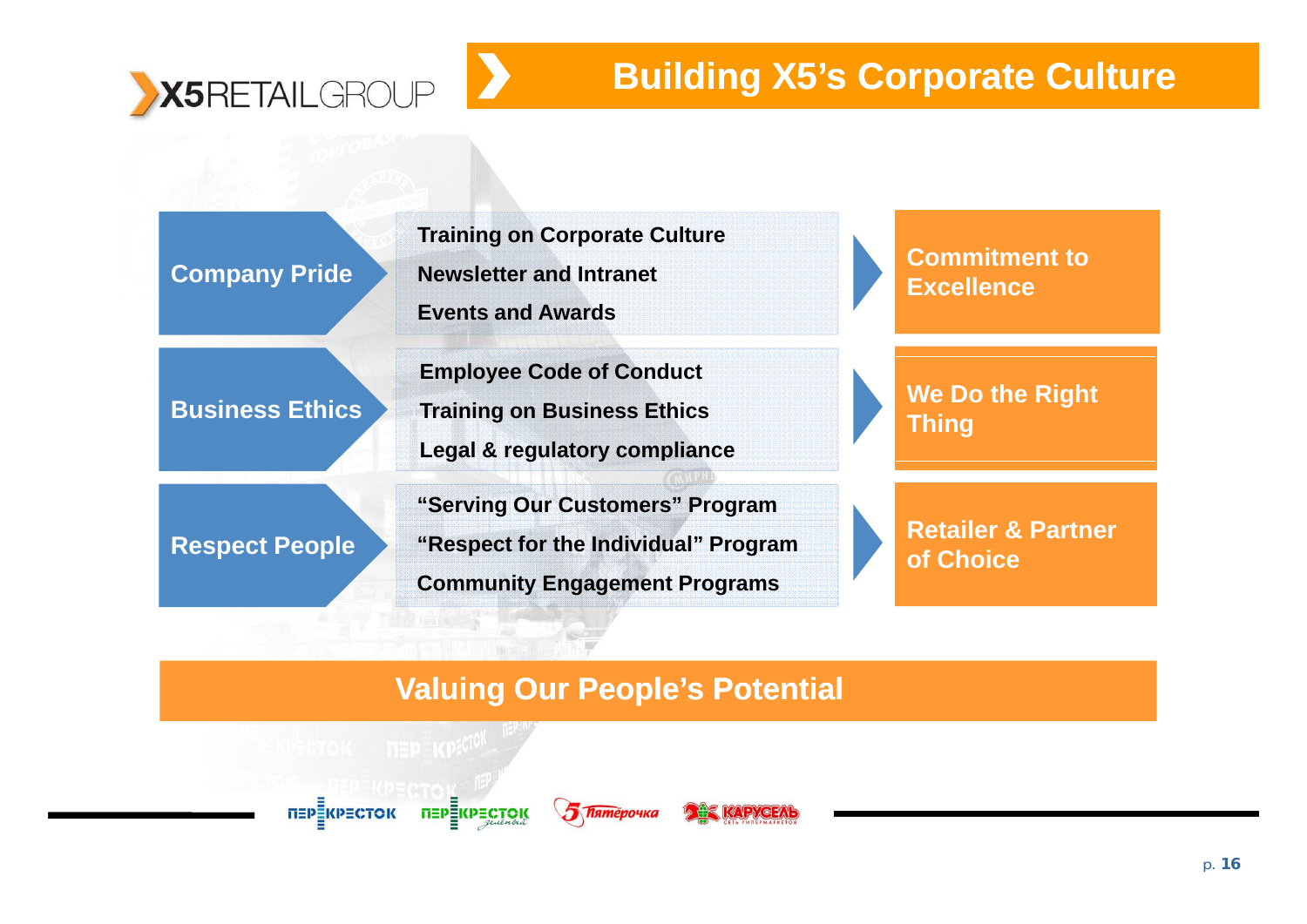# Building X5's Corporate Culture

| Pillar | Initiatives | Outcome |
| --- | --- | --- |
| **Company Pride** | Training on Corporate Culture<br>Newsletter and Intranet<br>Events and Awards | **Commitment to Excellence** |
| **Business Ethics** | Employee Code of Conduct<br>Training on Business Ethics<br>Legal & regulatory compliance | **We Do the Right Thing** |
| **Respect People** | "Serving Our Customers" Program<br>"Respect for the Individual" Program<br>Community Engagement Programs | **Retailer & Partner of Choice** |

## Valuing Our People's Potential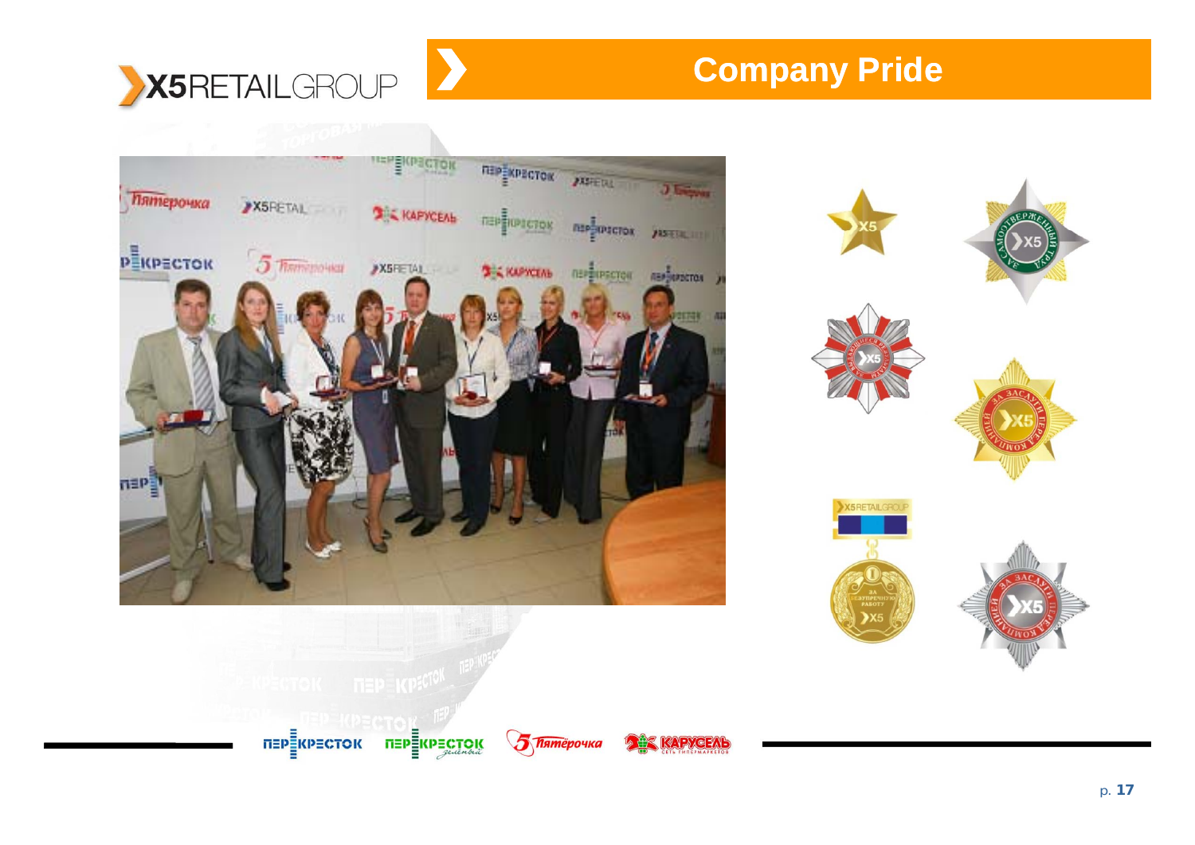# Company Pride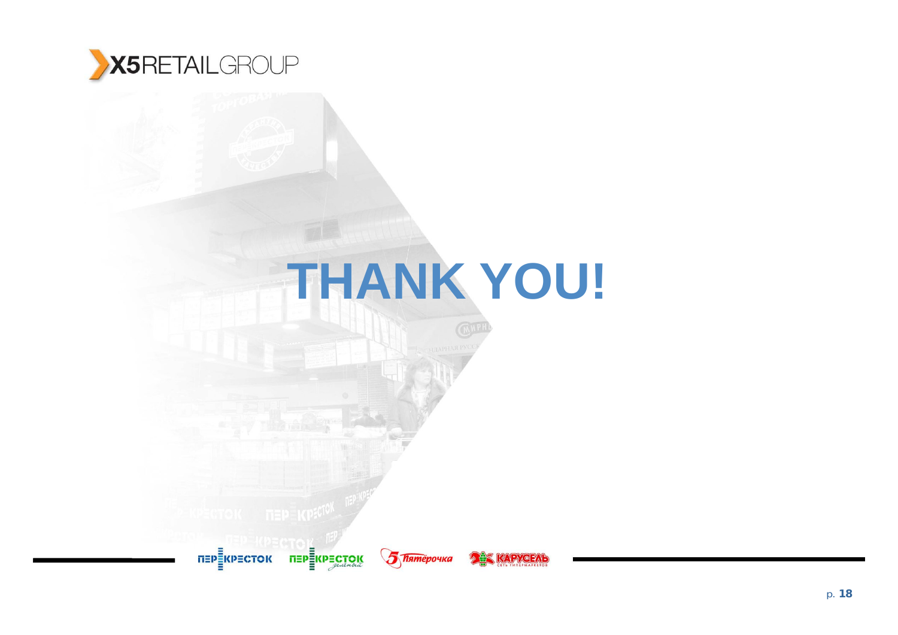X5 RETAIL GROUP

# THANK YOU!